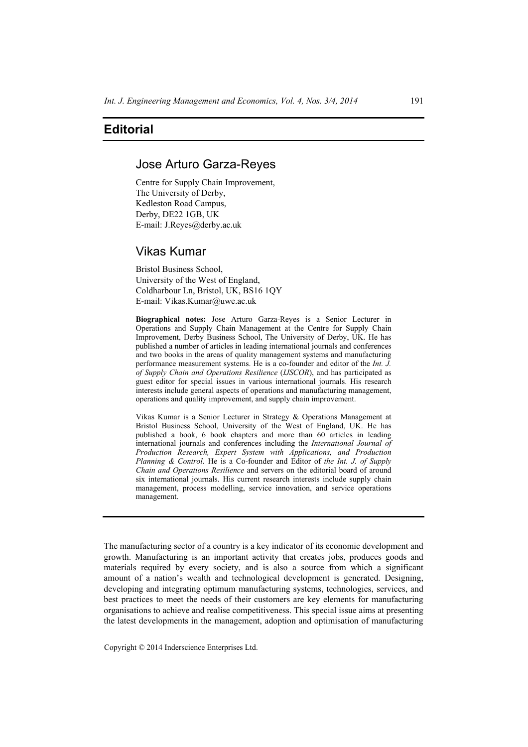# Editorial

## Jose Arturo Garza-Reyes

Centre for Supply Chain Improvement,
The University of Derby,
Kedleston Road Campus,
Derby, DE22 1GB, UK
E-mail: J.Reyes@derby.ac.uk

## Vikas Kumar

Bristol Business School,
University of the West of England,
Coldharbour Ln, Bristol, UK, BS16 1QY
E-mail: Vikas.Kumar@uwe.ac.uk

**Biographical notes:** Jose Arturo Garza-Reyes is a Senior Lecturer in Operations and Supply Chain Management at the Centre for Supply Chain Improvement, Derby Business School, The University of Derby, UK. He has published a number of articles in leading international journals and conferences and two books in the areas of quality management systems and manufacturing performance measurement systems. He is a co-founder and editor of the *Int. J. of Supply Chain and Operations Resilience* (*IJSCOR*), and has participated as guest editor for special issues in various international journals. His research interests include general aspects of operations and manufacturing management, operations and quality improvement, and supply chain improvement.

Vikas Kumar is a Senior Lecturer in Strategy & Operations Management at Bristol Business School, University of the West of England, UK. He has published a book, 6 book chapters and more than 60 articles in leading international journals and conferences including the *International Journal of Production Research, Expert System with Applications, and Production Planning & Control*. He is a Co-founder and Editor of *the Int. J. of Supply Chain and Operations Resilience* and servers on the editorial board of around six international journals. His current research interests include supply chain management, process modelling, service innovation, and service operations management.

---

The manufacturing sector of a country is a key indicator of its economic development and growth. Manufacturing is an important activity that creates jobs, produces goods and materials required by every society, and is also a source from which a significant amount of a nation's wealth and technological development is generated. Designing, developing and integrating optimum manufacturing systems, technologies, services, and best practices to meet the needs of their customers are key elements for manufacturing organisations to achieve and realise competitiveness. This special issue aims at presenting the latest developments in the management, adoption and optimisation of manufacturing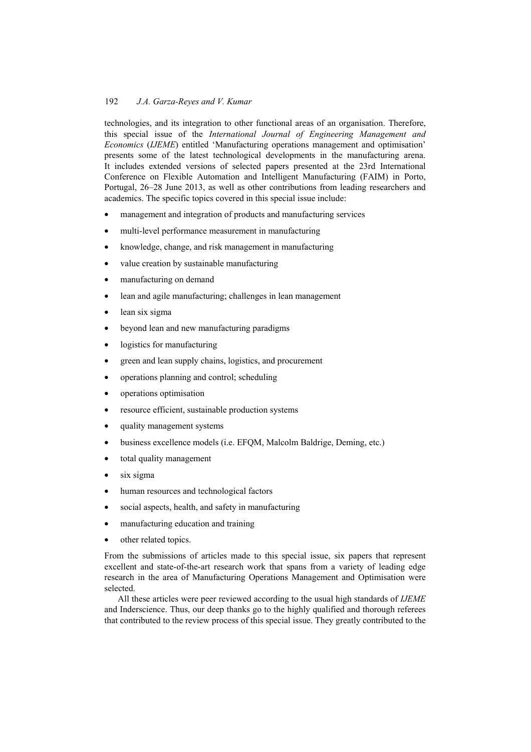technologies, and its integration to other functional areas of an organisation. Therefore, this special issue of the *International Journal of Engineering Management and Economics* (*IJEME*) entitled 'Manufacturing operations management and optimisation' presents some of the latest technological developments in the manufacturing arena. It includes extended versions of selected papers presented at the 23rd International Conference on Flexible Automation and Intelligent Manufacturing (FAIM) in Porto, Portugal, 26–28 June 2013, as well as other contributions from leading researchers and academics. The specific topics covered in this special issue include:

- management and integration of products and manufacturing services
- multi-level performance measurement in manufacturing
- knowledge, change, and risk management in manufacturing
- value creation by sustainable manufacturing
- manufacturing on demand
- lean and agile manufacturing; challenges in lean management
- lean six sigma
- beyond lean and new manufacturing paradigms
- logistics for manufacturing
- green and lean supply chains, logistics, and procurement
- operations planning and control; scheduling
- operations optimisation
- resource efficient, sustainable production systems
- quality management systems
- business excellence models (i.e. EFQM, Malcolm Baldrige, Deming, etc.)
- total quality management
- six sigma
- human resources and technological factors
- social aspects, health, and safety in manufacturing
- manufacturing education and training
- other related topics.

From the submissions of articles made to this special issue, six papers that represent excellent and state-of-the-art research work that spans from a variety of leading edge research in the area of Manufacturing Operations Management and Optimisation were selected.

All these articles were peer reviewed according to the usual high standards of *IJEME* and Inderscience. Thus, our deep thanks go to the highly qualified and thorough referees that contributed to the review process of this special issue. They greatly contributed to the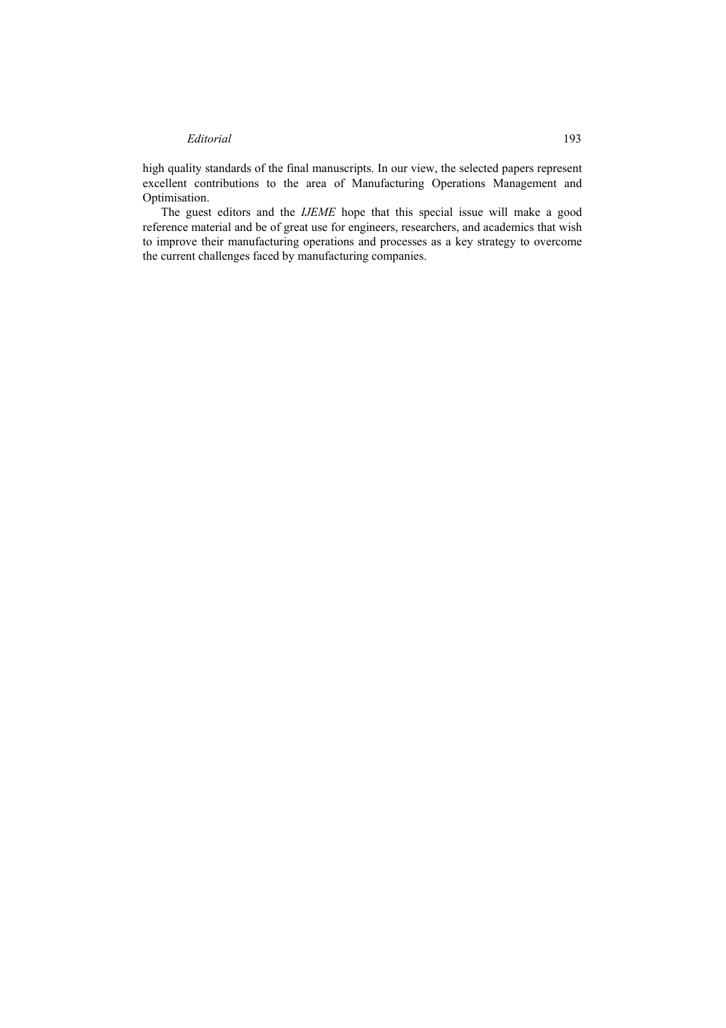high quality standards of the final manuscripts. In our view, the selected papers represent excellent contributions to the area of Manufacturing Operations Management and Optimisation.

The guest editors and the *IJEME* hope that this special issue will make a good reference material and be of great use for engineers, researchers, and academics that wish to improve their manufacturing operations and processes as a key strategy to overcome the current challenges faced by manufacturing companies.